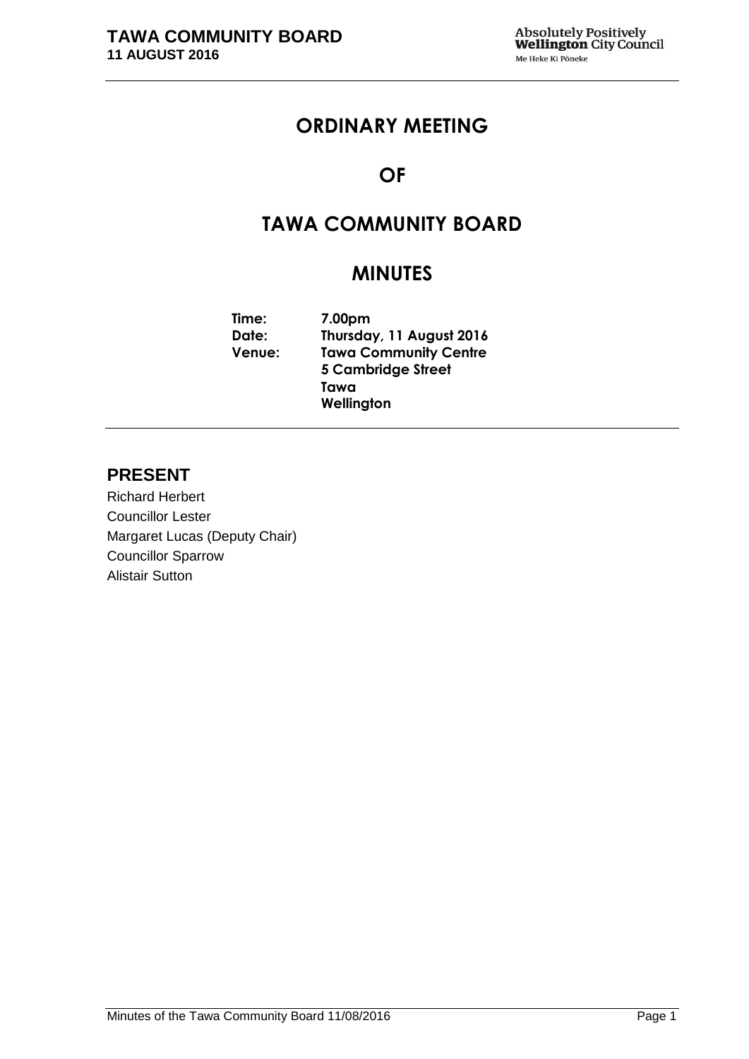# ORDINARY MEETING

# OF

# TAWA COMMUNITY BOARD

# MINUTES

**Time:** 7.00pm
**Date:** Thursday, 11 August 2016
**Venue:** Tawa Community Centre
5 Cambridge Street
Tawa
Wellington

## PRESENT

Richard Herbert
Councillor Lester
Margaret Lucas (Deputy Chair)
Councillor Sparrow
Alistair Sutton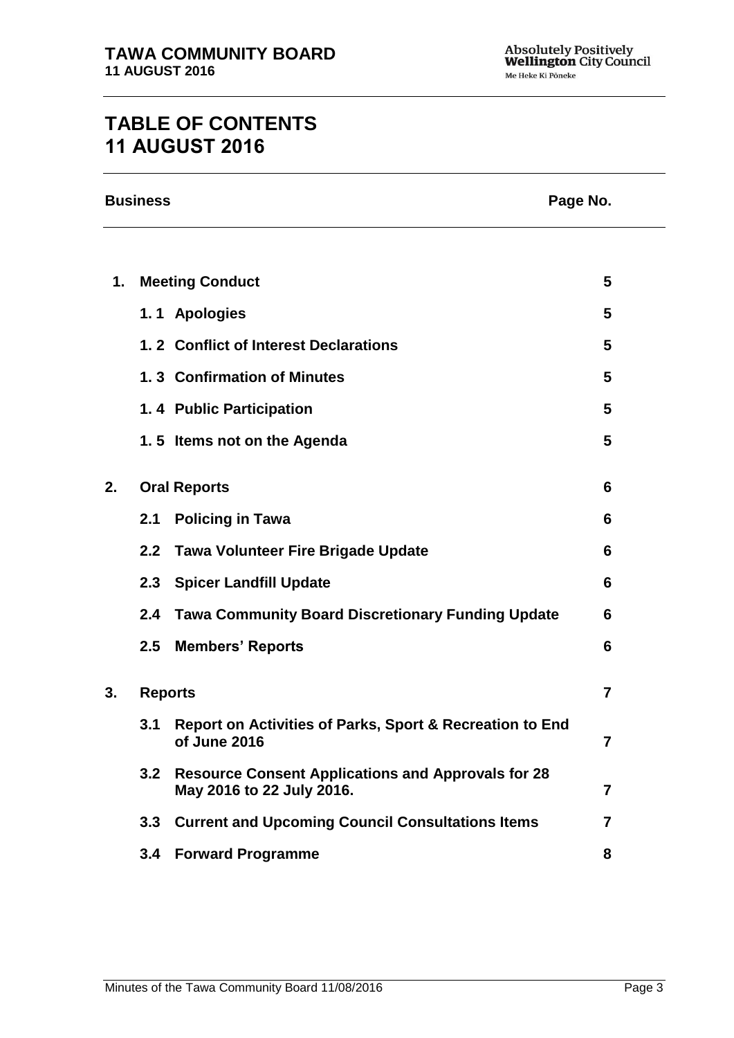# TABLE OF CONTENTS
# 11 AUGUST 2016

| Business | | | Page No. |
|---|---|---|---|
| **1.** | **Meeting Conduct** | | **5** |
| | **1. 1** | **Apologies** | **5** |
| | **1. 2** | **Conflict of Interest Declarations** | **5** |
| | **1. 3** | **Confirmation of Minutes** | **5** |
| | **1. 4** | **Public Participation** | **5** |
| | **1. 5** | **Items not on the Agenda** | **5** |
| **2.** | **Oral Reports** | | **6** |
| | **2.1** | **Policing in Tawa** | **6** |
| | **2.2** | **Tawa Volunteer Fire Brigade Update** | **6** |
| | **2.3** | **Spicer Landfill Update** | **6** |
| | **2.4** | **Tawa Community Board Discretionary Funding Update** | **6** |
| | **2.5** | **Members' Reports** | **6** |
| **3.** | **Reports** | | **7** |
| | **3.1** | **Report on Activities of Parks, Sport & Recreation to End of June 2016** | **7** |
| | **3.2** | **Resource Consent Applications and Approvals for 28 May 2016 to 22 July 2016.** | **7** |
| | **3.3** | **Current and Upcoming Council Consultations Items** | **7** |
| | **3.4** | **Forward Programme** | **8** |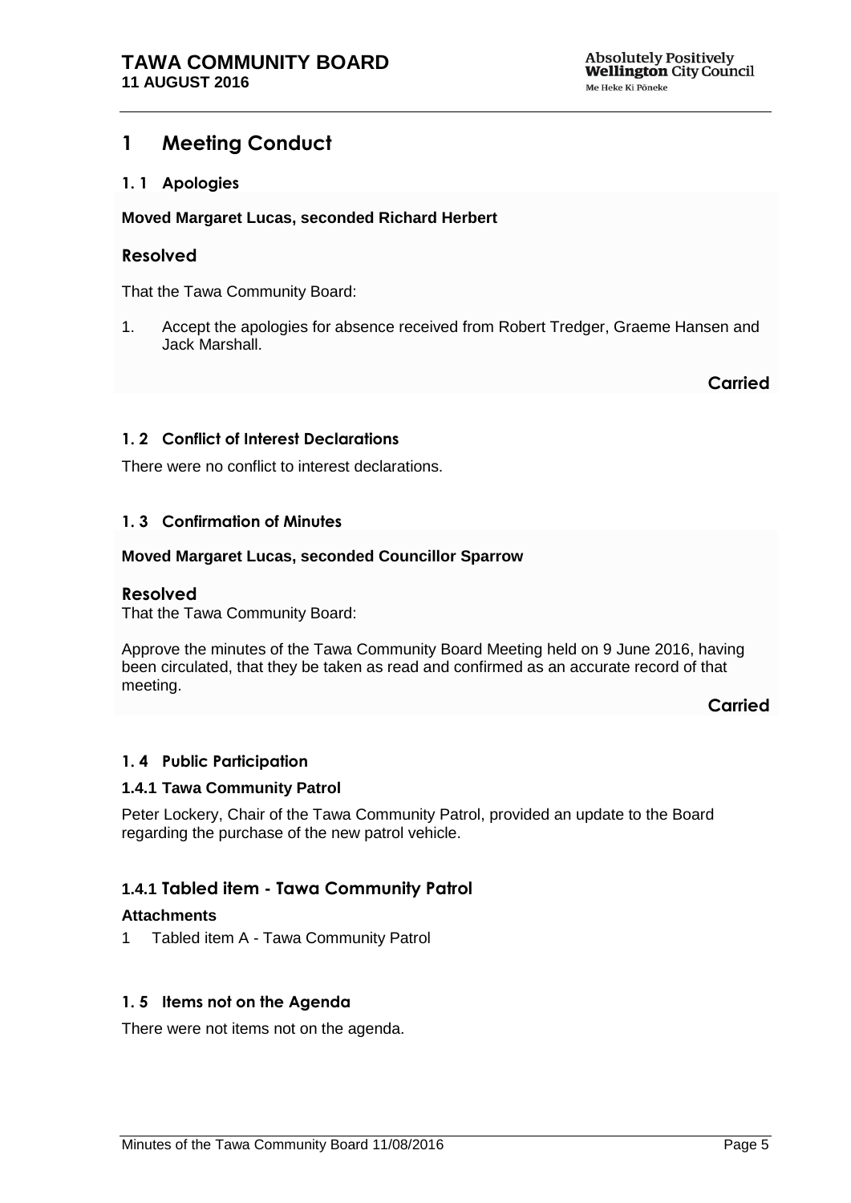# 1 Meeting Conduct

## 1. 1 Apologies

**Moved Margaret Lucas, seconded Richard Herbert**

### Resolved

That the Tawa Community Board:

1. Accept the apologies for absence received from Robert Tredger, Graeme Hansen and Jack Marshall.

**Carried**

## 1. 2 Conflict of Interest Declarations

There were no conflict to interest declarations.

## 1. 3 Confirmation of Minutes

**Moved Margaret Lucas, seconded Councillor Sparrow**

### Resolved

That the Tawa Community Board:

Approve the minutes of the Tawa Community Board Meeting held on 9 June 2016, having been circulated, that they be taken as read and confirmed as an accurate record of that meeting.

**Carried**

## 1. 4 Public Participation

### 1.4.1 Tawa Community Patrol

Peter Lockery, Chair of the Tawa Community Patrol, provided an update to the Board regarding the purchase of the new patrol vehicle.

### 1.4.1 Tabled item - Tawa Community Patrol

**Attachments**

1 Tabled item A - Tawa Community Patrol

## 1. 5 Items not on the Agenda

There were not items not on the agenda.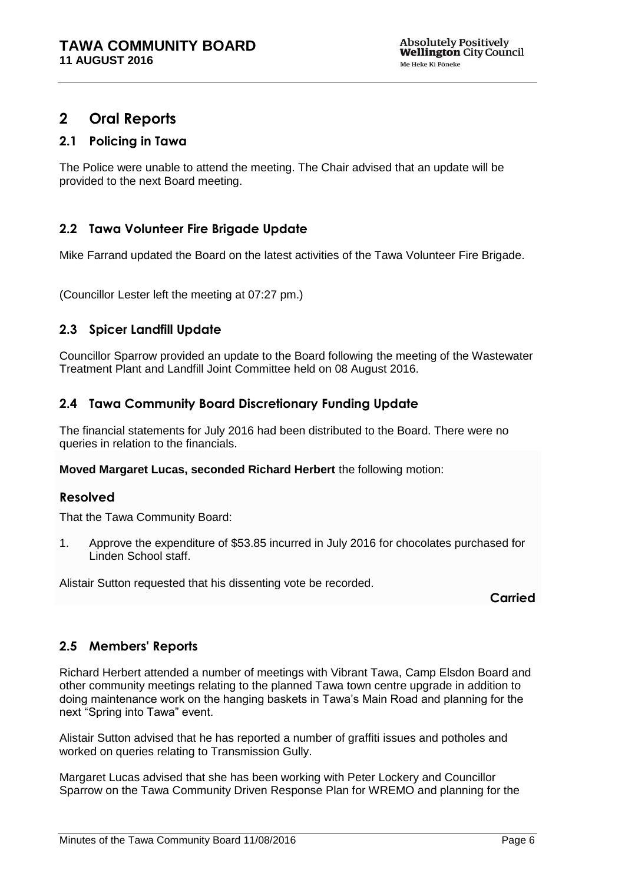## 2 Oral Reports

### 2.1 Policing in Tawa

The Police were unable to attend the meeting. The Chair advised that an update will be provided to the next Board meeting.

### 2.2 Tawa Volunteer Fire Brigade Update

Mike Farrand updated the Board on the latest activities of the Tawa Volunteer Fire Brigade.

(Councillor Lester left the meeting at 07:27 pm.)

### 2.3 Spicer Landfill Update

Councillor Sparrow provided an update to the Board following the meeting of the Wastewater Treatment Plant and Landfill Joint Committee held on 08 August 2016.

### 2.4 Tawa Community Board Discretionary Funding Update

The financial statements for July 2016 had been distributed to the Board. There were no queries in relation to the financials.

**Moved Margaret Lucas, seconded Richard Herbert** the following motion:

#### Resolved

That the Tawa Community Board:

1. Approve the expenditure of $53.85 incurred in July 2016 for chocolates purchased for Linden School staff.

Alistair Sutton requested that his dissenting vote be recorded.

**Carried**

### 2.5 Members' Reports

Richard Herbert attended a number of meetings with Vibrant Tawa, Camp Elsdon Board and other community meetings relating to the planned Tawa town centre upgrade in addition to doing maintenance work on the hanging baskets in Tawa's Main Road and planning for the next "Spring into Tawa" event.

Alistair Sutton advised that he has reported a number of graffiti issues and potholes and worked on queries relating to Transmission Gully.

Margaret Lucas advised that she has been working with Peter Lockery and Councillor Sparrow on the Tawa Community Driven Response Plan for WREMO and planning for the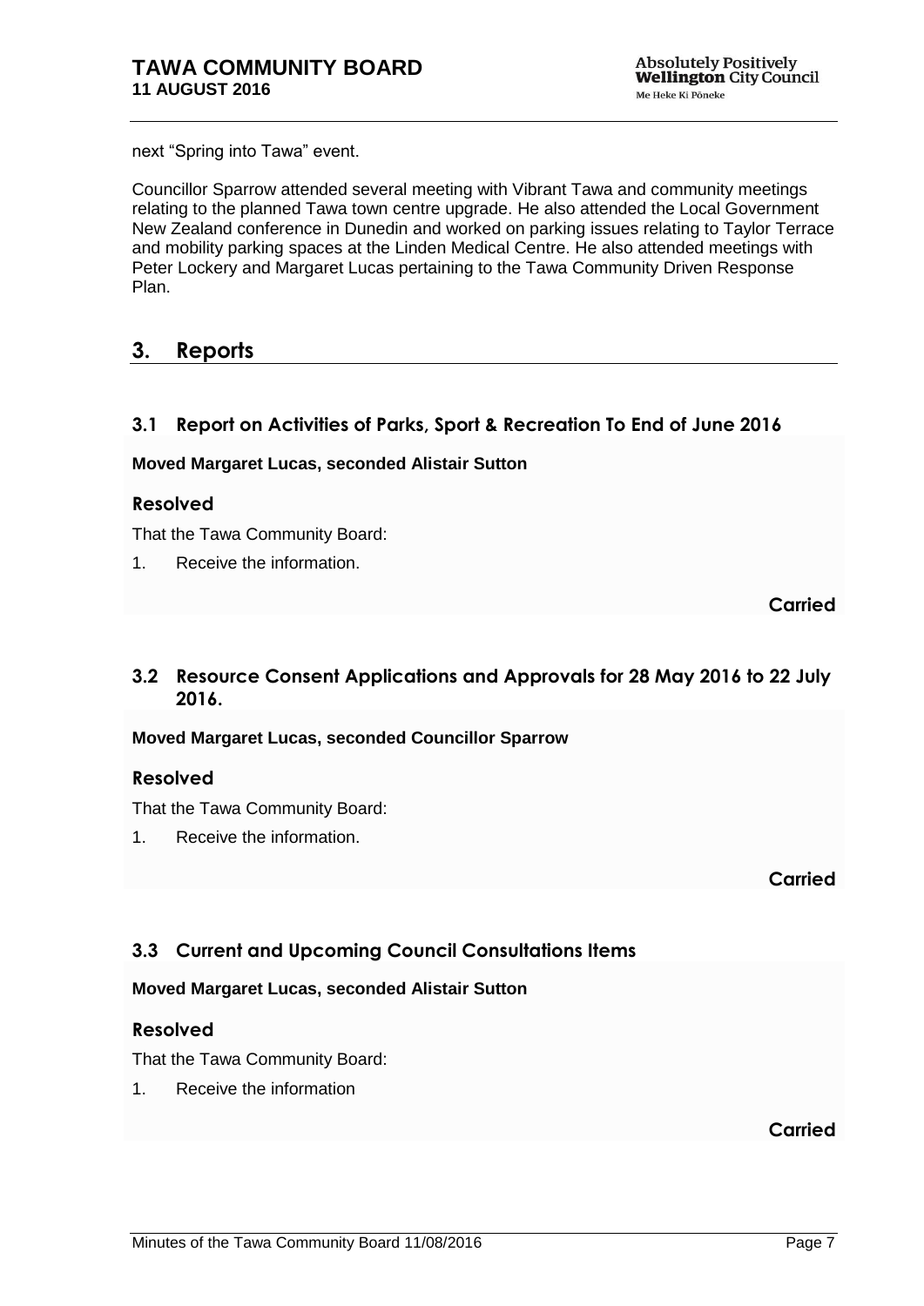next "Spring into Tawa" event.

Councillor Sparrow attended several meeting with Vibrant Tawa and community meetings relating to the planned Tawa town centre upgrade. He also attended the Local Government New Zealand conference in Dunedin and worked on parking issues relating to Taylor Terrace and mobility parking spaces at the Linden Medical Centre. He also attended meetings with Peter Lockery and Margaret Lucas pertaining to the Tawa Community Driven Response Plan.

## 3. Reports

### 3.1 Report on Activities of Parks, Sport & Recreation To End of June 2016

**Moved Margaret Lucas, seconded Alistair Sutton**

**Resolved**

That the Tawa Community Board:

1. Receive the information.

**Carried**

### 3.2 Resource Consent Applications and Approvals for 28 May 2016 to 22 July 2016.

**Moved Margaret Lucas, seconded Councillor Sparrow**

**Resolved**

That the Tawa Community Board:

1. Receive the information.

**Carried**

### 3.3 Current and Upcoming Council Consultations Items

**Moved Margaret Lucas, seconded Alistair Sutton**

**Resolved**

That the Tawa Community Board:

1. Receive the information

**Carried**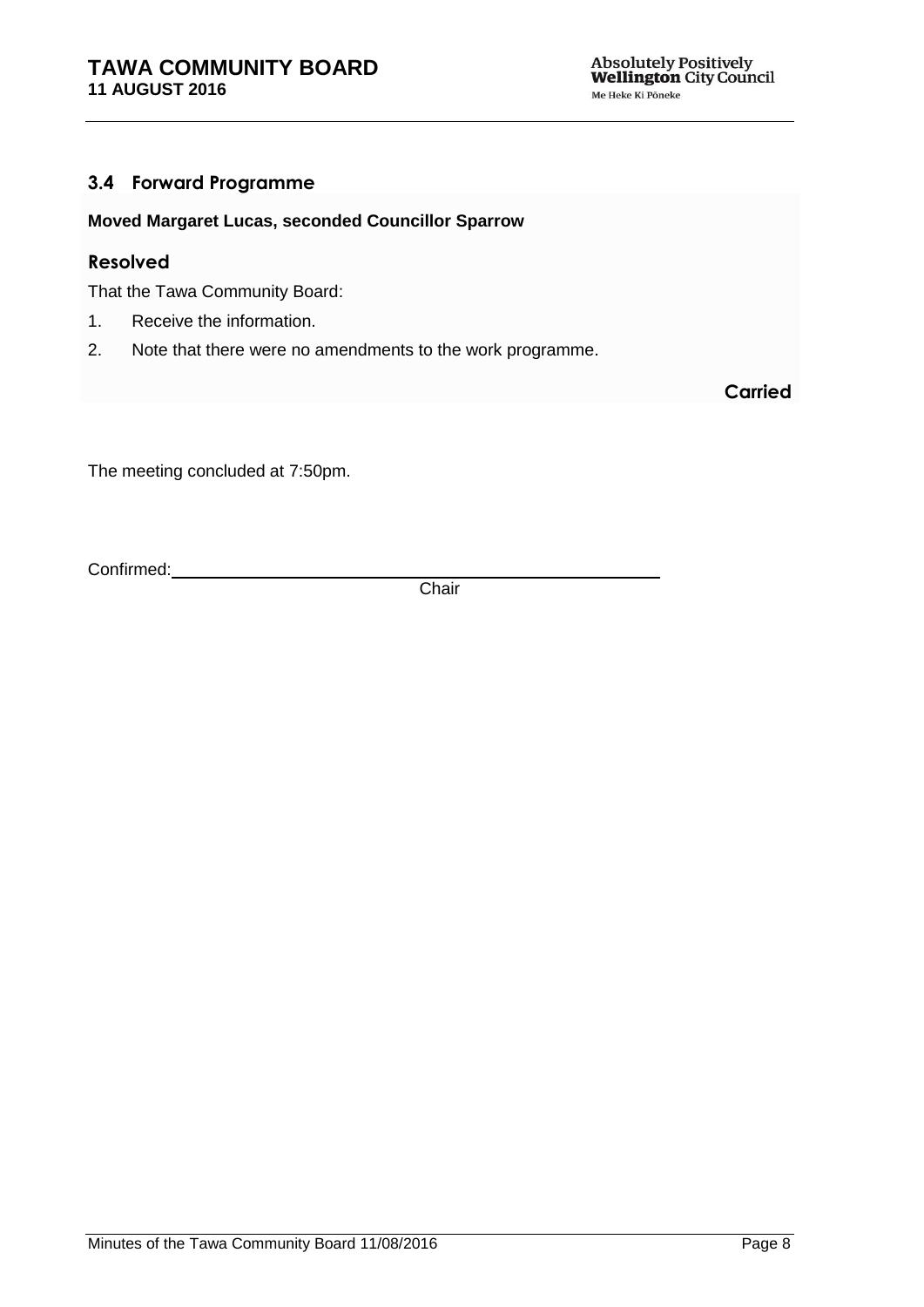### 3.4 Forward Programme

**Moved Margaret Lucas, seconded Councillor Sparrow**

#### Resolved

That the Tawa Community Board:

1. Receive the information.
2. Note that there were no amendments to the work programme.

**Carried**

The meeting concluded at 7:50pm.

Confirmed: ______________________________
Chair